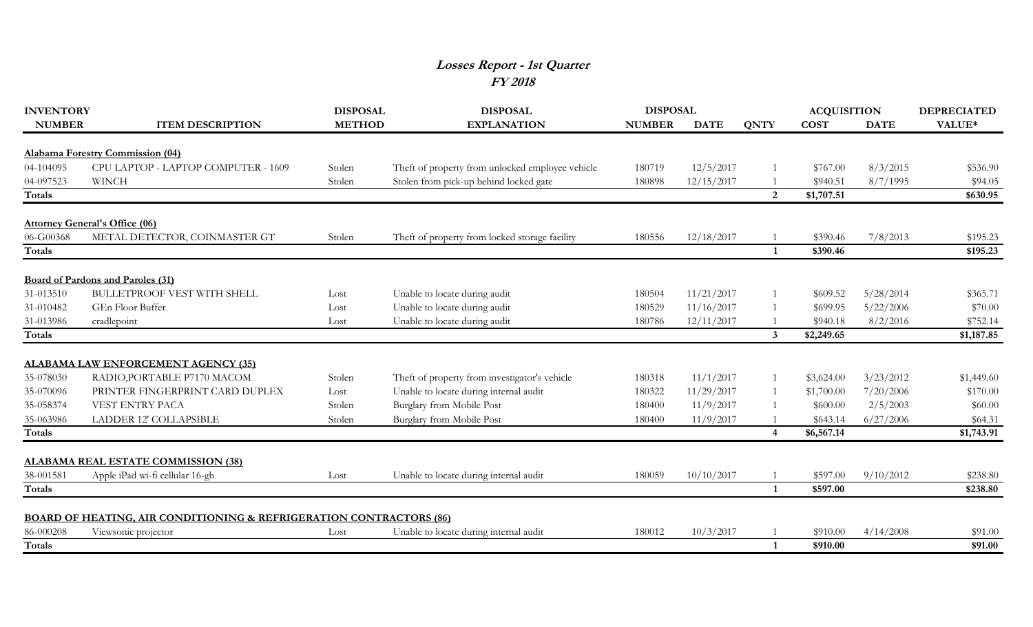# *Losses Report - 1st Quarter*
## *FY 2018*

| INVENTORY NUMBER | ITEM DESCRIPTION | DISPOSAL METHOD | DISPOSAL EXPLANATION | DISPOSAL NUMBER | DATE | QNTY | ACQUISITION COST | DATE | DEPRECIATED VALUE* |
|---|---|---|---|---|---|---|---|---|---|
| **Alabama Forestry Commission (04)** | | | | | | | | | |
| 04-104095 | CPU LAPTOP - LAPTOP COMPUTER - 1609 | Stolen | Theft of property from unlocked employee vehicle | 180719 | 12/5/2017 | 1 | $767.00 | 8/3/2015 | $536.90 |
| 04-097523 | WINCH | Stolen | Stolen from pick-up behind locked gate | 180898 | 12/15/2017 | 1 | $940.51 | 8/7/1995 | $94.05 |
| **Totals** | | | | | | **2** | **$1,707.51** | | **$630.95** |
| **Attorney General's Office (06)** | | | | | | | | | |
| 06-G00368 | METAL DETECTOR, COINMASTER GT | Stolen | Theft of property from locked storage facility | 180556 | 12/18/2017 | 1 | $390.46 | 7/8/2013 | $195.23 |
| **Totals** | | | | | | **1** | **$390.46** | | **$195.23** |
| **Board of Pardons and Paroles (31)** | | | | | | | | | |
| 31-013510 | BULLETPROOF VEST WITH SHELL | Lost | Unable to locate during audit | 180504 | 11/21/2017 | 1 | $609.52 | 5/28/2014 | $365.71 |
| 31-010482 | GEn Floor Buffer | Lost | Unable to locate during audit | 180529 | 11/16/2017 | 1 | $699.95 | 5/22/2006 | $70.00 |
| 31-013986 | cradlepoint | Lost | Unable to locate during audit | 180786 | 12/11/2017 | 1 | $940.18 | 8/2/2016 | $752.14 |
| **Totals** | | | | | | **3** | **$2,249.65** | | **$1,187.85** |
| **ALABAMA LAW ENFORCEMENT AGENCY (35)** | | | | | | | | | |
| 35-078030 | RADIO,PORTABLE P7170 MACOM | Stolen | Theft of property from investigator's vehicle | 180318 | 11/1/2017 | 1 | $3,624.00 | 3/23/2012 | $1,449.60 |
| 35-070096 | PRINTER FINGERPRINT CARD DUPLEX | Lost | Unable to locate during internal audit | 180322 | 11/29/2017 | 1 | $1,700.00 | 7/20/2006 | $170.00 |
| 35-058374 | VEST ENTRY PACA | Stolen | Burglary from Mobile Post | 180400 | 11/9/2017 | 1 | $600.00 | 2/5/2003 | $60.00 |
| 35-063986 | LADDER 12' COLLAPSIBLE | Stolen | Burglary from Mobile Post | 180400 | 11/9/2017 | 1 | $643.14 | 6/27/2006 | $64.31 |
| **Totals** | | | | | | **4** | **$6,567.14** | | **$1,743.91** |
| **ALABAMA REAL ESTATE COMMISSION (38)** | | | | | | | | | |
| 38-001581 | Apple iPad wi-fi cellular 16-gb | Lost | Unable to locate during internal audit | 180059 | 10/10/2017 | 1 | $597.00 | 9/10/2012 | $238.80 |
| **Totals** | | | | | | **1** | **$597.00** | | **$238.80** |
| **BOARD OF HEATING, AIR CONDITIONING & REFRIGERATION CONTRACTORS (86)** | | | | | | | | | |
| 86-000208 | Viewsonic projector | Lost | Unable to locate during internal audit | 180012 | 10/3/2017 | 1 | $910.00 | 4/14/2008 | $91.00 |
| **Totals** | | | | | | **1** | **$910.00** | | **$91.00** |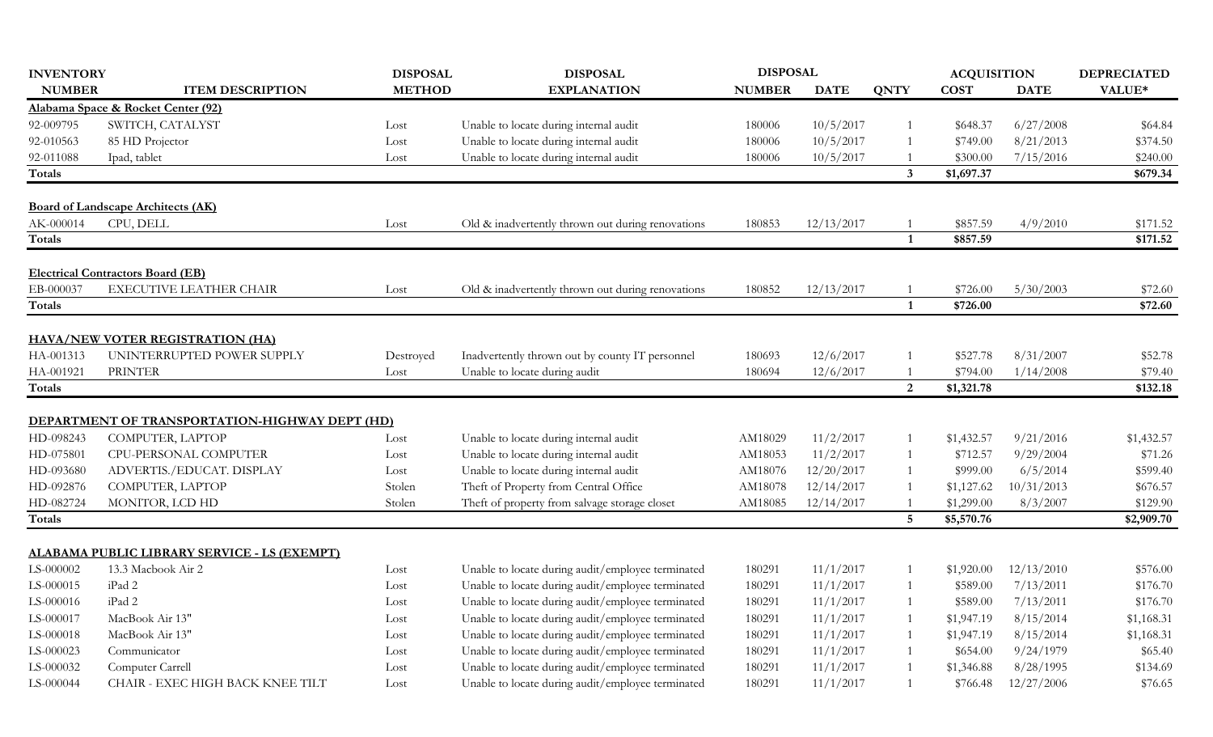| INVENTORY NUMBER | ITEM DESCRIPTION | DISPOSAL METHOD | DISPOSAL EXPLANATION | DISPOSAL NUMBER | DISPOSAL DATE | QNTY | ACQUISITION COST | ACQUISITION DATE | DEPRECIATED VALUE* |
|---|---|---|---|---|---|---|---|---|---|
| **Alabama Space & Rocket Center (92)** | | | | | | | | | |
| 92-009795 | SWITCH, CATALYST | Lost | Unable to locate during internal audit | 180006 | 10/5/2017 | 1 | $648.37 | 6/27/2008 | $64.84 |
| 92-010563 | 85 HD Projector | Lost | Unable to locate during internal audit | 180006 | 10/5/2017 | 1 | $749.00 | 8/21/2013 | $374.50 |
| 92-011088 | Ipad, tablet | Lost | Unable to locate during internal audit | 180006 | 10/5/2017 | 1 | $300.00 | 7/15/2016 | $240.00 |
| **Totals** | | | | | | **3** | **$1,697.37** | | **$679.34** |
| **Board of Landscape Architects (AK)** | | | | | | | | | |
| AK-000014 | CPU, DELL | Lost | Old & inadvertently thrown out during renovations | 180853 | 12/13/2017 | 1 | $857.59 | 4/9/2010 | $171.52 |
| **Totals** | | | | | | **1** | **$857.59** | | **$171.52** |
| **Electrical Contractors Board (EB)** | | | | | | | | | |
| EB-000037 | EXECUTIVE LEATHER CHAIR | Lost | Old & inadvertently thrown out during renovations | 180852 | 12/13/2017 | 1 | $726.00 | 5/30/2003 | $72.60 |
| **Totals** | | | | | | **1** | **$726.00** | | **$72.60** |
| **HAVA/NEW VOTER REGISTRATION (HA)** | | | | | | | | | |
| HA-001313 | UNINTERRUPTED POWER SUPPLY | Destroyed | Inadvertently thrown out by county IT personnel | 180693 | 12/6/2017 | 1 | $527.78 | 8/31/2007 | $52.78 |
| HA-001921 | PRINTER | Lost | Unable to locate during audit | 180694 | 12/6/2017 | 1 | $794.00 | 1/14/2008 | $79.40 |
| **Totals** | | | | | | **2** | **$1,321.78** | | **$132.18** |
| **DEPARTMENT OF TRANSPORTATION-HIGHWAY DEPT (HD)** | | | | | | | | | |
| HD-098243 | COMPUTER, LAPTOP | Lost | Unable to locate during internal audit | AM18029 | 11/2/2017 | 1 | $1,432.57 | 9/21/2016 | $1,432.57 |
| HD-075801 | CPU-PERSONAL COMPUTER | Lost | Unable to locate during internal audit | AM18053 | 11/2/2017 | 1 | $712.57 | 9/29/2004 | $71.26 |
| HD-093680 | ADVERTIS./EDUCAT. DISPLAY | Lost | Unable to locate during internal audit | AM18076 | 12/20/2017 | 1 | $999.00 | 6/5/2014 | $599.40 |
| HD-092876 | COMPUTER, LAPTOP | Stolen | Theft of Property from Central Office | AM18078 | 12/14/2017 | 1 | $1,127.62 | 10/31/2013 | $676.57 |
| HD-082724 | MONITOR, LCD HD | Stolen | Theft of property from salvage storage closet | AM18085 | 12/14/2017 | 1 | $1,299.00 | 8/3/2007 | $129.90 |
| **Totals** | | | | | | **5** | **$5,570.76** | | **$2,909.70** |
| **ALABAMA PUBLIC LIBRARY SERVICE - LS (EXEMPT)** | | | | | | | | | |
| LS-000002 | 13.3 Macbook Air 2 | Lost | Unable to locate during audit/employee terminated | 180291 | 11/1/2017 | 1 | $1,920.00 | 12/13/2010 | $576.00 |
| LS-000015 | iPad 2 | Lost | Unable to locate during audit/employee terminated | 180291 | 11/1/2017 | 1 | $589.00 | 7/13/2011 | $176.70 |
| LS-000016 | iPad 2 | Lost | Unable to locate during audit/employee terminated | 180291 | 11/1/2017 | 1 | $589.00 | 7/13/2011 | $176.70 |
| LS-000017 | MacBook Air 13" | Lost | Unable to locate during audit/employee terminated | 180291 | 11/1/2017 | 1 | $1,947.19 | 8/15/2014 | $1,168.31 |
| LS-000018 | MacBook Air 13" | Lost | Unable to locate during audit/employee terminated | 180291 | 11/1/2017 | 1 | $1,947.19 | 8/15/2014 | $1,168.31 |
| LS-000023 | Communicator | Lost | Unable to locate during audit/employee terminated | 180291 | 11/1/2017 | 1 | $654.00 | 9/24/1979 | $65.40 |
| LS-000032 | Computer Carrell | Lost | Unable to locate during audit/employee terminated | 180291 | 11/1/2017 | 1 | $1,346.88 | 8/28/1995 | $134.69 |
| LS-000044 | CHAIR - EXEC HIGH BACK KNEE TILT | Lost | Unable to locate during audit/employee terminated | 180291 | 11/1/2017 | 1 | $766.48 | 12/27/2006 | $76.65 |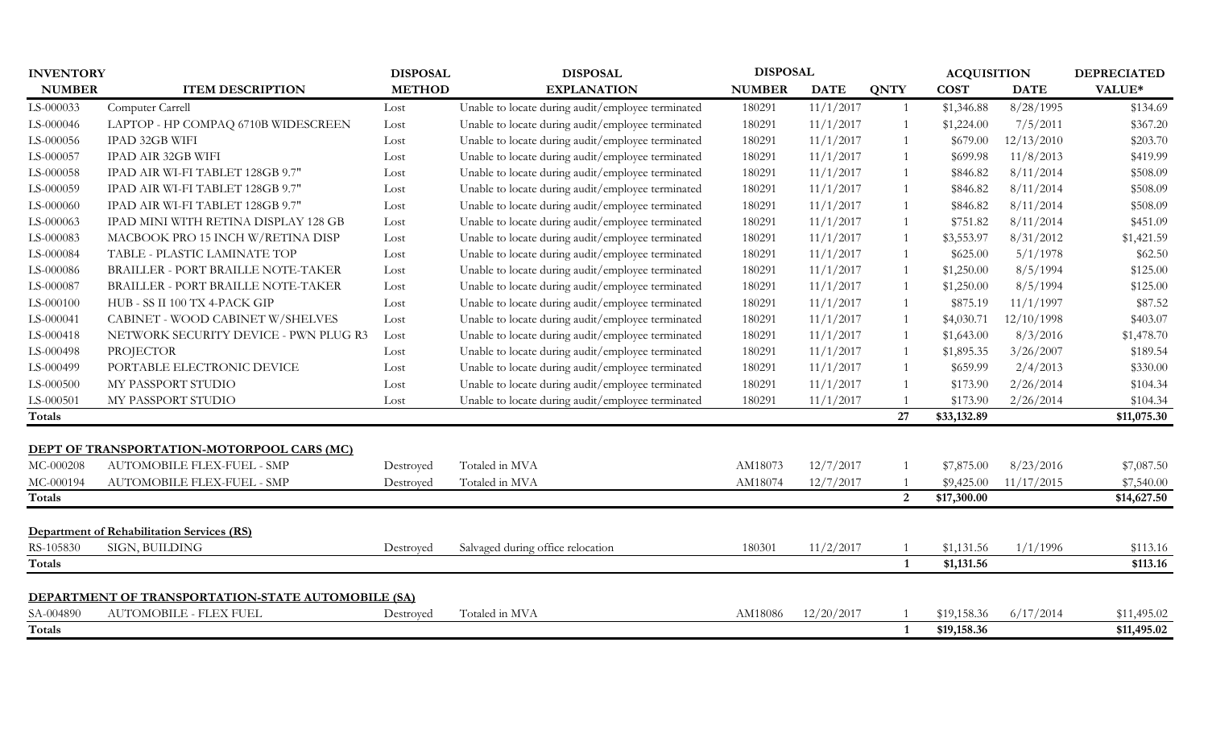| INVENTORY NUMBER | ITEM DESCRIPTION | DISPOSAL METHOD | DISPOSAL EXPLANATION | DISPOSAL NUMBER | DISPOSAL DATE | QNTY | ACQUISITION COST | ACQUISITION DATE | DEPRECIATED VALUE* |
|---|---|---|---|---|---|---|---|---|---|
| LS-000033 | Computer Carrell | Lost | Unable to locate during audit/employee terminated | 180291 | 11/1/2017 | 1 | $1,346.88 | 8/28/1995 | $134.69 |
| LS-000046 | LAPTOP - HP COMPAQ 6710B WIDESCREEN | Lost | Unable to locate during audit/employee terminated | 180291 | 11/1/2017 | 1 | $1,224.00 | 7/5/2011 | $367.20 |
| LS-000056 | IPAD 32GB WIFI | Lost | Unable to locate during audit/employee terminated | 180291 | 11/1/2017 | 1 | $679.00 | 12/13/2010 | $203.70 |
| LS-000057 | IPAD AIR 32GB WIFI | Lost | Unable to locate during audit/employee terminated | 180291 | 11/1/2017 | 1 | $699.98 | 11/8/2013 | $419.99 |
| LS-000058 | IPAD AIR WI-FI TABLET 128GB 9.7" | Lost | Unable to locate during audit/employee terminated | 180291 | 11/1/2017 | 1 | $846.82 | 8/11/2014 | $508.09 |
| LS-000059 | IPAD AIR WI-FI TABLET 128GB 9.7" | Lost | Unable to locate during audit/employee terminated | 180291 | 11/1/2017 | 1 | $846.82 | 8/11/2014 | $508.09 |
| LS-000060 | IPAD AIR WI-FI TABLET 128GB 9.7" | Lost | Unable to locate during audit/employee terminated | 180291 | 11/1/2017 | 1 | $846.82 | 8/11/2014 | $508.09 |
| LS-000063 | IPAD MINI WITH RETINA DISPLAY 128 GB | Lost | Unable to locate during audit/employee terminated | 180291 | 11/1/2017 | 1 | $751.82 | 8/11/2014 | $451.09 |
| LS-000083 | MACBOOK PRO 15 INCH W/RETINA DISP | Lost | Unable to locate during audit/employee terminated | 180291 | 11/1/2017 | 1 | $3,553.97 | 8/31/2012 | $1,421.59 |
| LS-000084 | TABLE - PLASTIC LAMINATE TOP | Lost | Unable to locate during audit/employee terminated | 180291 | 11/1/2017 | 1 | $625.00 | 5/1/1978 | $62.50 |
| LS-000086 | BRAILLER - PORT BRAILLE NOTE-TAKER | Lost | Unable to locate during audit/employee terminated | 180291 | 11/1/2017 | 1 | $1,250.00 | 8/5/1994 | $125.00 |
| LS-000087 | BRAILLER - PORT BRAILLE NOTE-TAKER | Lost | Unable to locate during audit/employee terminated | 180291 | 11/1/2017 | 1 | $1,250.00 | 8/5/1994 | $125.00 |
| LS-000100 | HUB - SS II 100 TX 4-PACK GIP | Lost | Unable to locate during audit/employee terminated | 180291 | 11/1/2017 | 1 | $875.19 | 11/1/1997 | $87.52 |
| LS-000041 | CABINET - WOOD CABINET W/SHELVES | Lost | Unable to locate during audit/employee terminated | 180291 | 11/1/2017 | 1 | $4,030.71 | 12/10/1998 | $403.07 |
| LS-000418 | NETWORK SECURITY DEVICE - PWN PLUG R3 | Lost | Unable to locate during audit/employee terminated | 180291 | 11/1/2017 | 1 | $1,643.00 | 8/3/2016 | $1,478.70 |
| LS-000498 | PROJECTOR | Lost | Unable to locate during audit/employee terminated | 180291 | 11/1/2017 | 1 | $1,895.35 | 3/26/2007 | $189.54 |
| LS-000499 | PORTABLE ELECTRONIC DEVICE | Lost | Unable to locate during audit/employee terminated | 180291 | 11/1/2017 | 1 | $659.99 | 2/4/2013 | $330.00 |
| LS-000500 | MY PASSPORT STUDIO | Lost | Unable to locate during audit/employee terminated | 180291 | 11/1/2017 | 1 | $173.90 | 2/26/2014 | $104.34 |
| LS-000501 | MY PASSPORT STUDIO | Lost | Unable to locate during audit/employee terminated | 180291 | 11/1/2017 | 1 | $173.90 | 2/26/2014 | $104.34 |
| **Totals** | | | | | | **27** | **$33,132.89** | | **$11,075.30** |
| **DEPT OF TRANSPORTATION-MOTORPOOL CARS (MC)** | | | | | | | | | |
| MC-000208 | AUTOMOBILE FLEX-FUEL - SMP | Destroyed | Totaled in MVA | AM18073 | 12/7/2017 | 1 | $7,875.00 | 8/23/2016 | $7,087.50 |
| MC-000194 | AUTOMOBILE FLEX-FUEL - SMP | Destroyed | Totaled in MVA | AM18074 | 12/7/2017 | 1 | $9,425.00 | 11/17/2015 | $7,540.00 |
| **Totals** | | | | | | **2** | **$17,300.00** | | **$14,627.50** |
| **Department of Rehabilitation Services (RS)** | | | | | | | | | |
| RS-105830 | SIGN, BUILDING | Destroyed | Salvaged during office relocation | 180301 | 11/2/2017 | 1 | $1,131.56 | 1/1/1996 | $113.16 |
| **Totals** | | | | | | **1** | **$1,131.56** | | **$113.16** |
| **DEPARTMENT OF TRANSPORTATION-STATE AUTOMOBILE (SA)** | | | | | | | | | |
| SA-004890 | AUTOMOBILE - FLEX FUEL | Destroyed | Totaled in MVA | AM18086 | 12/20/2017 | 1 | $19,158.36 | 6/17/2014 | $11,495.02 |
| **Totals** | | | | | | **1** | **$19,158.36** | | **$11,495.02** |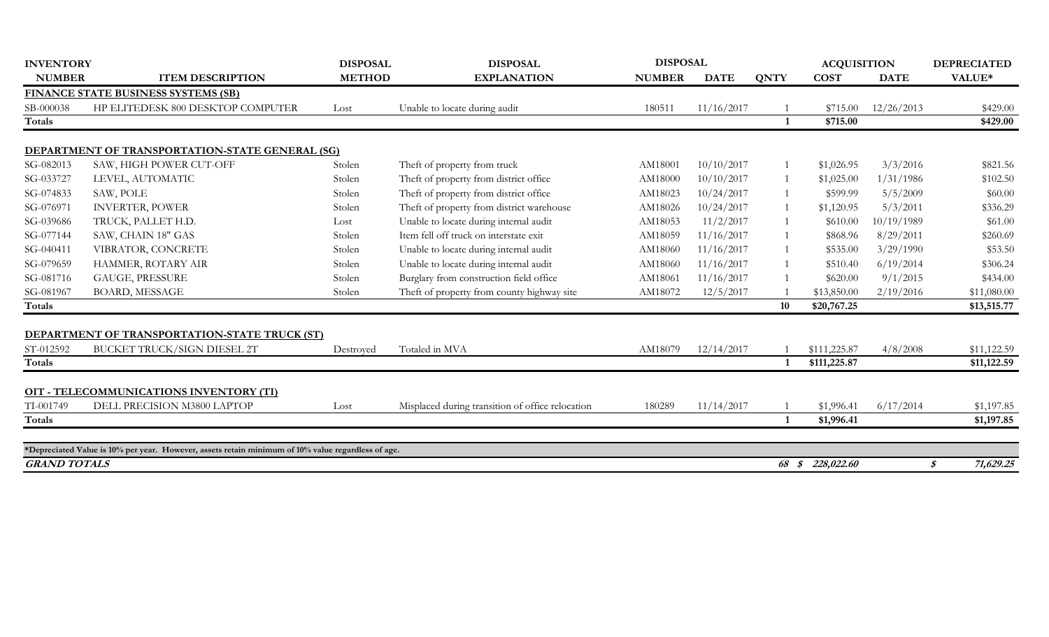| INVENTORY NUMBER | ITEM DESCRIPTION | DISPOSAL METHOD | DISPOSAL EXPLANATION | DISPOSAL NUMBER | DISPOSAL DATE | QNTY | ACQUISITION COST | ACQUISITION DATE | DEPRECIATED VALUE* |
|---|---|---|---|---|---|---|---|---|---|
| **FINANCE STATE BUSINESS SYSTEMS (SB)** | | | | | | | | | |
| SB-000038 | HP ELITEDESK 800 DESKTOP COMPUTER | Lost | Unable to locate during audit | 180511 | 11/16/2017 | 1 | $715.00 | 12/26/2013 | $429.00 |
| **Totals** | | | | | | **1** | **$715.00** | | **$429.00** |
| **DEPARTMENT OF TRANSPORTATION-STATE GENERAL (SG)** | | | | | | | | | |
| SG-082013 | SAW, HIGH POWER CUT-OFF | Stolen | Theft of property from truck | AM18001 | 10/10/2017 | 1 | $1,026.95 | 3/3/2016 | $821.56 |
| SG-033727 | LEVEL, AUTOMATIC | Stolen | Theft of property from district office | AM18000 | 10/10/2017 | 1 | $1,025.00 | 1/31/1986 | $102.50 |
| SG-074833 | SAW, POLE | Stolen | Theft of property from district office | AM18023 | 10/24/2017 | 1 | $599.99 | 5/5/2009 | $60.00 |
| SG-076971 | INVERTER, POWER | Stolen | Theft of property from district warehouse | AM18026 | 10/24/2017 | 1 | $1,120.95 | 5/3/2011 | $336.29 |
| SG-039686 | TRUCK, PALLET H.D. | Lost | Unable to locate during internal audit | AM18053 | 11/2/2017 | 1 | $610.00 | 10/19/1989 | $61.00 |
| SG-077144 | SAW, CHAIN 18" GAS | Stolen | Item fell off truck on interstate exit | AM18059 | 11/16/2017 | 1 | $868.96 | 8/29/2011 | $260.69 |
| SG-040411 | VIBRATOR, CONCRETE | Stolen | Unable to locate during internal audit | AM18060 | 11/16/2017 | 1 | $535.00 | 3/29/1990 | $53.50 |
| SG-079659 | HAMMER, ROTARY AIR | Stolen | Unable to locate during internal audit | AM18060 | 11/16/2017 | 1 | $510.40 | 6/19/2014 | $306.24 |
| SG-081716 | GAUGE, PRESSURE | Stolen | Burglary from construction field office | AM18061 | 11/16/2017 | 1 | $620.00 | 9/1/2015 | $434.00 |
| SG-081967 | BOARD, MESSAGE | Stolen | Theft of property from county highway site | AM18072 | 12/5/2017 | 1 | $13,850.00 | 2/19/2016 | $11,080.00 |
| **Totals** | | | | | | **10** | **$20,767.25** | | **$13,515.77** |
| **DEPARTMENT OF TRANSPORTATION-STATE TRUCK (ST)** | | | | | | | | | |
| ST-012592 | BUCKET TRUCK/SIGN DIESEL 2T | Destroyed | Totaled in MVA | AM18079 | 12/14/2017 | 1 | $111,225.87 | 4/8/2008 | $11,122.59 |
| **Totals** | | | | | | **1** | **$111,225.87** | | **$11,122.59** |
| **OIT - TELECOMMUNICATIONS INVENTORY (TI)** | | | | | | | | | |
| TI-001749 | DELL PRECISION M3800 LAPTOP | Lost | Misplaced during transition of office relocation | 180289 | 11/14/2017 | 1 | $1,996.41 | 6/17/2014 | $1,197.85 |
| **Totals** | | | | | | **1** | **$1,996.41** | | **$1,197.85** |

**\*Depreciated Value is 10% per year. However, assets retain minimum of 10% value regardless of age.**

| | | | | | | | | | |
|---|---|---|---|---|---|---|---|---|---|
| ***GRAND TOTALS*** | | | | | | ***68*** | ***$ 228,022.60*** | | ***$ 71,629.25*** |